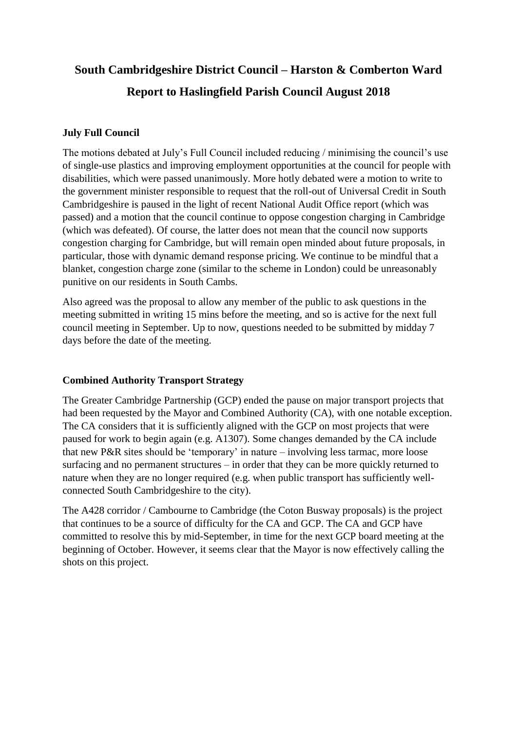# South Cambridgeshire District Council – Harston & Comberton Ward

# Report to Haslingfield Parish Council August 2018

**July Full Council**

The motions debated at July's Full Council included reducing / minimising the council's use of single-use plastics and improving employment opportunities at the council for people with disabilities, which were passed unanimously. More hotly debated were a motion to write to the government minister responsible to request that the roll-out of Universal Credit in South Cambridgeshire is paused in the light of recent National Audit Office report (which was passed) and a motion that the council continue to oppose congestion charging in Cambridge (which was defeated). Of course, the latter does not mean that the council now supports congestion charging for Cambridge, but will remain open minded about future proposals, in particular, those with dynamic demand response pricing. We continue to be mindful that a blanket, congestion charge zone (similar to the scheme in London) could be unreasonably punitive on our residents in South Cambs.

Also agreed was the proposal to allow any member of the public to ask questions in the meeting submitted in writing 15 mins before the meeting, and so is active for the next full council meeting in September. Up to now, questions needed to be submitted by midday 7 days before the date of the meeting.

**Combined Authority Transport Strategy**

The Greater Cambridge Partnership (GCP) ended the pause on major transport projects that had been requested by the Mayor and Combined Authority (CA), with one notable exception. The CA considers that it is sufficiently aligned with the GCP on most projects that were paused for work to begin again (e.g. A1307). Some changes demanded by the CA include that new P&R sites should be 'temporary' in nature – involving less tarmac, more loose surfacing and no permanent structures – in order that they can be more quickly returned to nature when they are no longer required (e.g. when public transport has sufficiently well-connected South Cambridgeshire to the city).

The A428 corridor / Cambourne to Cambridge (the Coton Busway proposals) is the project that continues to be a source of difficulty for the CA and GCP. The CA and GCP have committed to resolve this by mid-September, in time for the next GCP board meeting at the beginning of October. However, it seems clear that the Mayor is now effectively calling the shots on this project.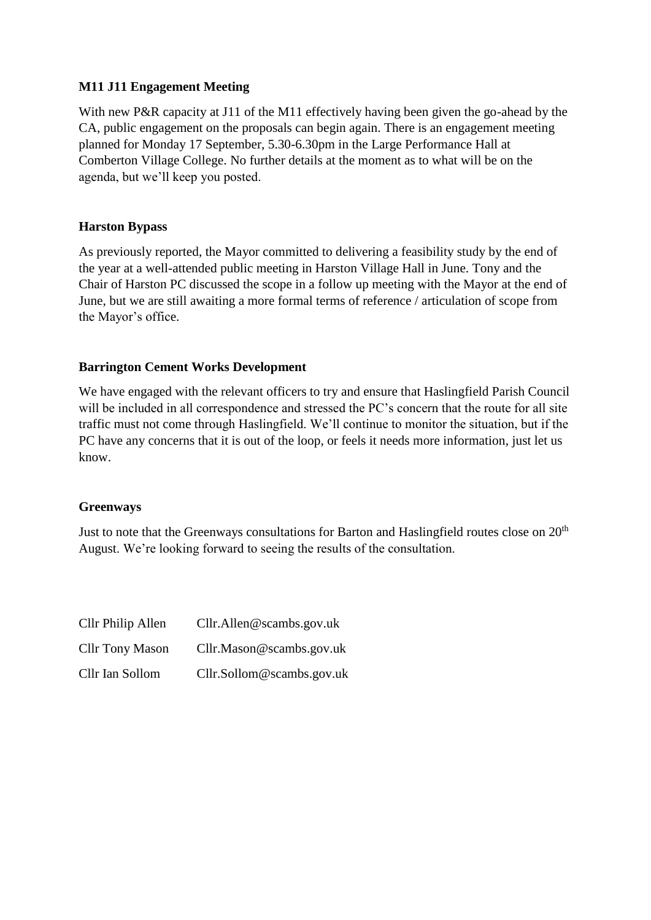### M11 J11 Engagement Meeting

With new P&R capacity at J11 of the M11 effectively having been given the go-ahead by the CA, public engagement on the proposals can begin again. There is an engagement meeting planned for Monday 17 September, 5.30-6.30pm in the Large Performance Hall at Comberton Village College. No further details at the moment as to what will be on the agenda, but we'll keep you posted.

### Harston Bypass

As previously reported, the Mayor committed to delivering a feasibility study by the end of the year at a well-attended public meeting in Harston Village Hall in June. Tony and the Chair of Harston PC discussed the scope in a follow up meeting with the Mayor at the end of June, but we are still awaiting a more formal terms of reference / articulation of scope from the Mayor's office.

### Barrington Cement Works Development

We have engaged with the relevant officers to try and ensure that Haslingfield Parish Council will be included in all correspondence and stressed the PC's concern that the route for all site traffic must not come through Haslingfield. We'll continue to monitor the situation, but if the PC have any concerns that it is out of the loop, or feels it needs more information, just let us know.

### Greenways

Just to note that the Greenways consultations for Barton and Haslingfield routes close on 20th August. We're looking forward to seeing the results of the consultation.

| | |
|---|---|
| Cllr Philip Allen | Cllr.Allen@scambs.gov.uk |
| Cllr Tony Mason | Cllr.Mason@scambs.gov.uk |
| Cllr Ian Sollom | Cllr.Sollom@scambs.gov.uk |